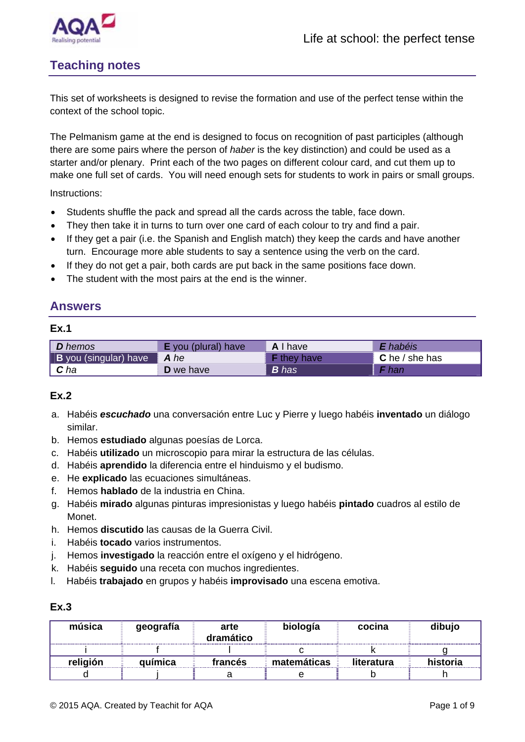# Teaching notes

This set of worksheets is designed to revise the formation and use of the perfect tense within the context of the school topic.

The Pelmanism game at the end is designed to focus on recognition of past participles (although there are some pairs where the person of *haber* is the key distinction) and could be used as a starter and/or plenary. Print each of the two pages on different colour card, and cut them up to make one full set of cards. You will need enough sets for students to work in pairs or small groups.

Instructions:

- Students shuffle the pack and spread all the cards across the table, face down.
- They then take it in turns to turn over one card of each colour to try and find a pair.
- If they get a pair (i.e. the Spanish and English match) they keep the cards and have another turn. Encourage more able students to say a sentence using the verb on the card.
- If they do not get a pair, both cards are put back in the same positions face down.
- The student with the most pairs at the end is the winner.

## Answers

### Ex.1

| | | | |
|---|---|---|---|
| ***D*** *hemos* | **E** you (plural) have | **A** I have | ***E*** *habéis* |
| **B** you (singular) have | ***A*** *he* | **F** they have | **C** he / she has |
| ***C*** *ha* | **D** we have | ***B*** *has* | ***F*** *han* |

### Ex.2

a. Habéis ***escuchado*** una conversación entre Luc y Pierre y luego habéis **inventado** un diálogo similar.
b. Hemos **estudiado** algunas poesías de Lorca.
c. Habéis **utilizado** un microscopio para mirar la estructura de las células.
d. Habéis **aprendido** la diferencia entre el hinduismo y el budismo.
e. He **explicado** las ecuaciones simultáneas.
f. Hemos **hablado** de la industria en China.
g. Habéis **mirado** algunas pinturas impresionistas y luego habéis **pintado** cuadros al estilo de Monet.
h. Hemos **discutido** las causas de la Guerra Civil.
i. Habéis **tocado** varios instrumentos.
j. Hemos **investigado** la reacción entre el oxígeno y el hidrógeno.
k. Habéis **seguido** una receta con muchos ingredientes.
l. Habéis **trabajado** en grupos y habéis **improvisado** una escena emotiva.

### Ex.3

| **música** | **geografía** | **arte dramático** | **biología** | **cocina** | **dibujo** |
|---|---|---|---|---|---|
| i | f | l | c | k | g |
| **religión** | **química** | **francés** | **matemáticas** | **literatura** | **historia** |
| d | j | a | e | b | h |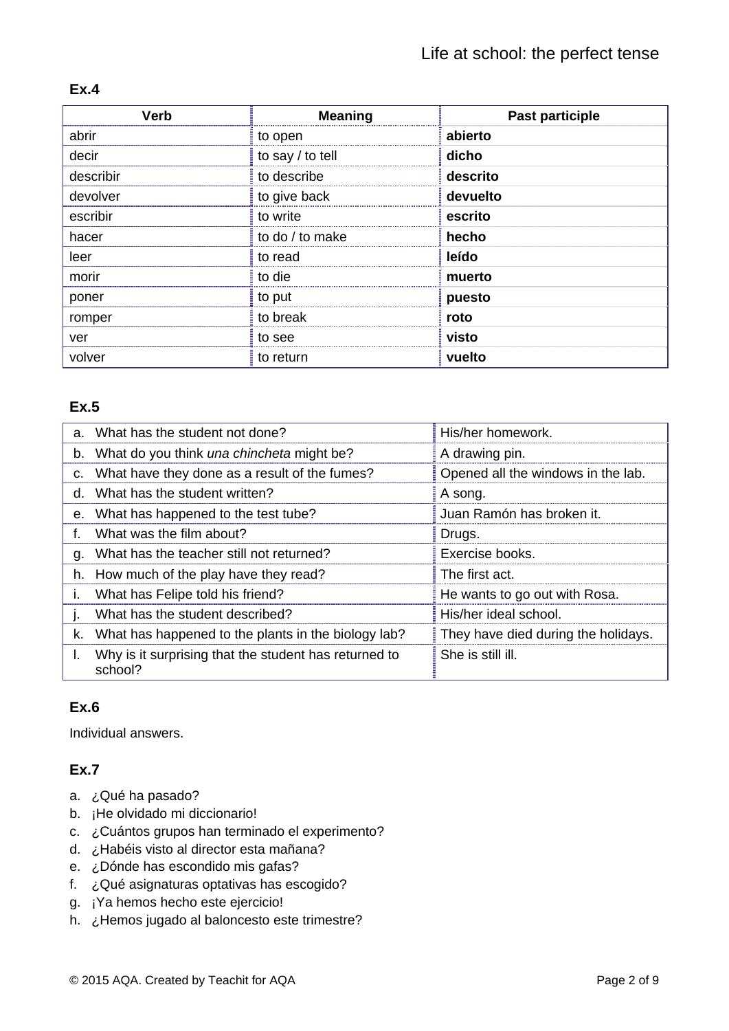## Ex.4

| Verb | Meaning | Past participle |
| --- | --- | --- |
| abrir | to open | **abierto** |
| decir | to say / to tell | **dicho** |
| describir | to describe | **descrito** |
| devolver | to give back | **devuelto** |
| escribir | to write | **escrito** |
| hacer | to do / to make | **hecho** |
| leer | to read | **leído** |
| morir | to die | **muerto** |
| poner | to put | **puesto** |
| romper | to break | **roto** |
| ver | to see | **visto** |
| volver | to return | **vuelto** |

## Ex.5

| | |
| --- | --- |
| a. What has the student not done? | His/her homework. |
| b. What do you think *una chincheta* might be? | A drawing pin. |
| c. What have they done as a result of the fumes? | Opened all the windows in the lab. |
| d. What has the student written? | A song. |
| e. What has happened to the test tube? | Juan Ramón has broken it. |
| f. What was the film about? | Drugs. |
| g. What has the teacher still not returned? | Exercise books. |
| h. How much of the play have they read? | The first act. |
| i. What has Felipe told his friend? | He wants to go out with Rosa. |
| j. What has the student described? | His/her ideal school. |
| k. What has happened to the plants in the biology lab? | They have died during the holidays. |
| l. Why is it surprising that the student has returned to school? | She is still ill. |

## Ex.6

Individual answers.

## Ex.7

a. ¿Qué ha pasado?
b. ¡He olvidado mi diccionario!
c. ¿Cuántos grupos han terminado el experimento?
d. ¿Habéis visto al director esta mañana?
e. ¿Dónde has escondido mis gafas?
f. ¿Qué asignaturas optativas has escogido?
g. ¡Ya hemos hecho este ejercicio!
h. ¿Hemos jugado al baloncesto este trimestre?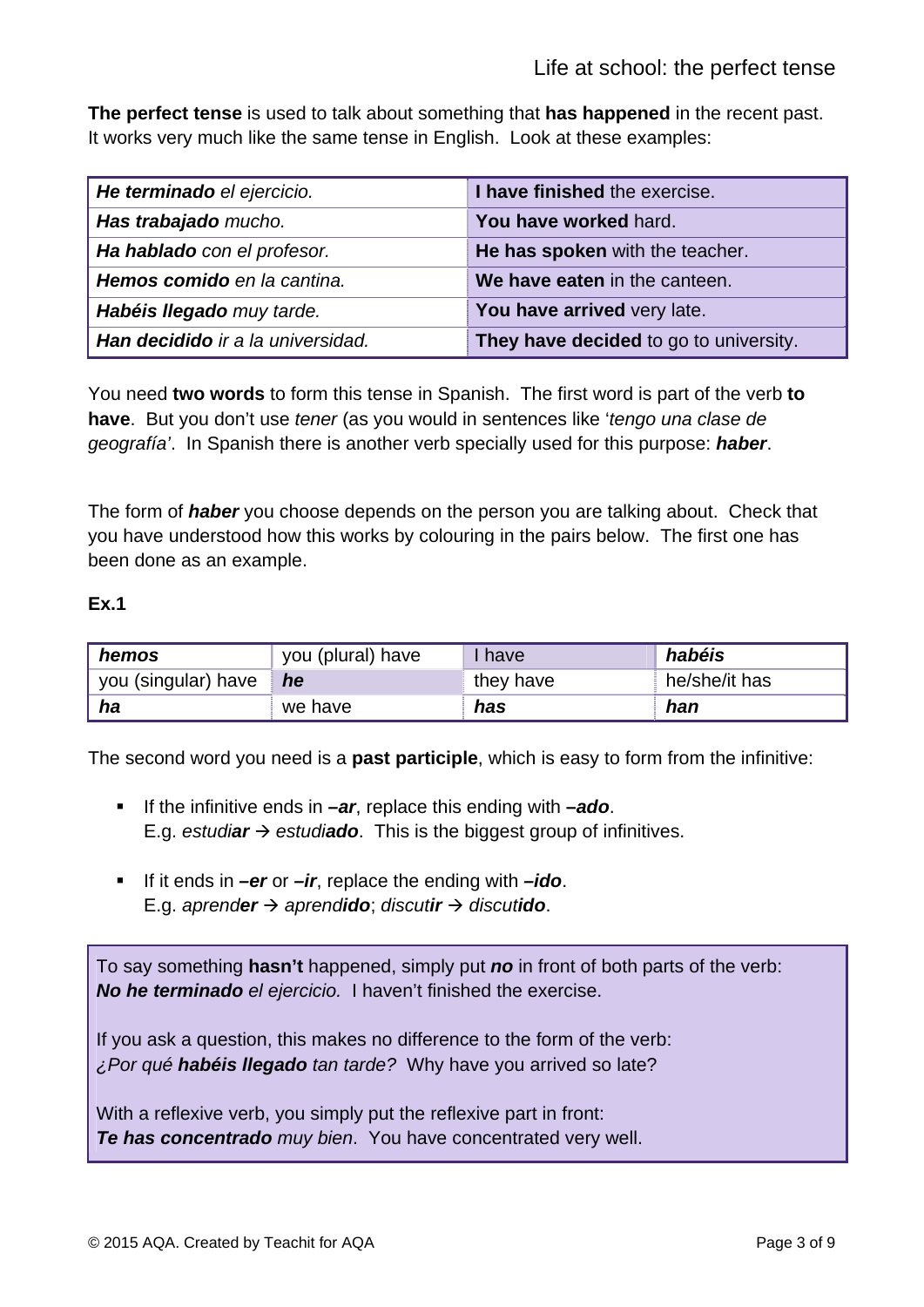**The perfect tense** is used to talk about something that **has happened** in the recent past. It works very much like the same tense in English. Look at these examples:

| | |
|---|---|
| ***He terminado*** *el ejercicio.* | **I have finished** the exercise. |
| ***Has trabajado*** *mucho.* | **You have worked** hard. |
| ***Ha hablado*** *con el profesor.* | **He has spoken** with the teacher. |
| ***Hemos comido*** *en la cantina.* | **We have eaten** in the canteen. |
| ***Habéis llegado*** *muy tarde.* | **You have arrived** very late. |
| ***Han decidido*** *ir a la universidad.* | **They have decided** to go to university. |

You need **two words** to form this tense in Spanish. The first word is part of the verb **to have**. But you don't use *tener* (as you would in sentences like '*tengo una clase de geografía'*. In Spanish there is another verb specially used for this purpose: ***haber***.

The form of ***haber*** you choose depends on the person you are talking about. Check that you have understood how this works by colouring in the pairs below. The first one has been done as an example.

**Ex.1**

| | | | |
|---|---|---|---|
| ***hemos*** | you (plural) have | I have | ***habéis*** |
| you (singular) have | ***he*** | they have | he/she/it has |
| ***ha*** | we have | ***has*** | ***han*** |

The second word you need is a **past participle**, which is easy to form from the infinitive:

- If the infinitive ends in ***–ar***, replace this ending with ***–ado***.
  E.g. *estudi**ar*** → *estudi**ado***. This is the biggest group of infinitives.

- If it ends in ***–er*** or ***–ir***, replace the ending with ***–ido***.
  E.g. *aprend**er*** → *aprend**ido***; *discut**ir*** → *discut**ido***.

To say something **hasn't** happened, simply put ***no*** in front of both parts of the verb:
***No he terminado*** *el ejercicio.* I haven't finished the exercise.

If you ask a question, this makes no difference to the form of the verb:
*¿Por qué **habéis llegado** tan tarde?* Why have you arrived so late?

With a reflexive verb, you simply put the reflexive part in front:
***Te has concentrado*** *muy bien*. You have concentrated very well.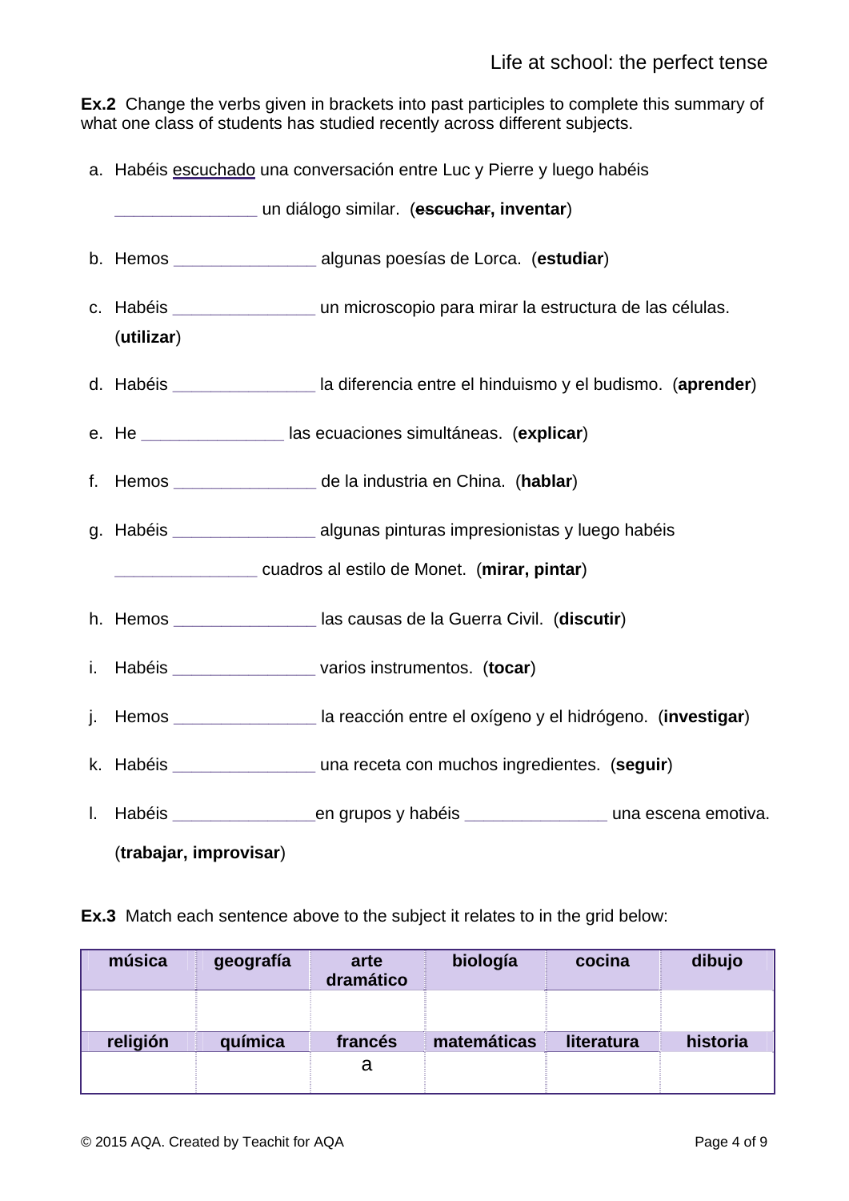**Ex.2** Change the verbs given in brackets into past participles to complete this summary of what one class of students has studied recently across different subjects.

a. Habéis escuchado una conversación entre Luc y Pierre y luego habéis _______________ un diálogo similar. (~~escuchar~~, **inventar**)

b. Hemos _______________ algunas poesías de Lorca. (**estudiar**)

c. Habéis _______________ un microscopio para mirar la estructura de las células. (**utilizar**)

d. Habéis _______________ la diferencia entre el hinduismo y el budismo. (**aprender**)

e. He _______________ las ecuaciones simultáneas. (**explicar**)

f. Hemos _______________ de la industria en China. (**hablar**)

g. Habéis _______________ algunas pinturas impresionistas y luego habéis _______________ cuadros al estilo de Monet. (**mirar, pintar**)

h. Hemos _______________ las causas de la Guerra Civil. (**discutir**)

i. Habéis _______________ varios instrumentos. (**tocar**)

j. Hemos _______________ la reacción entre el oxígeno y el hidrógeno. (**investigar**)

k. Habéis _______________ una receta con muchos ingredientes. (**seguir**)

l. Habéis _______________en grupos y habéis _______________ una escena emotiva. (**trabajar, improvisar**)

**Ex.3** Match each sentence above to the subject it relates to in the grid below:

| **música** | **geografía** | **arte dramático** | **biología** | **cocina** | **dibujo** |
|---|---|---|---|---|---|
| | | | | | |
| **religión** | **química** | **francés** | **matemáticas** | **literatura** | **historia** |
| | | a | | | |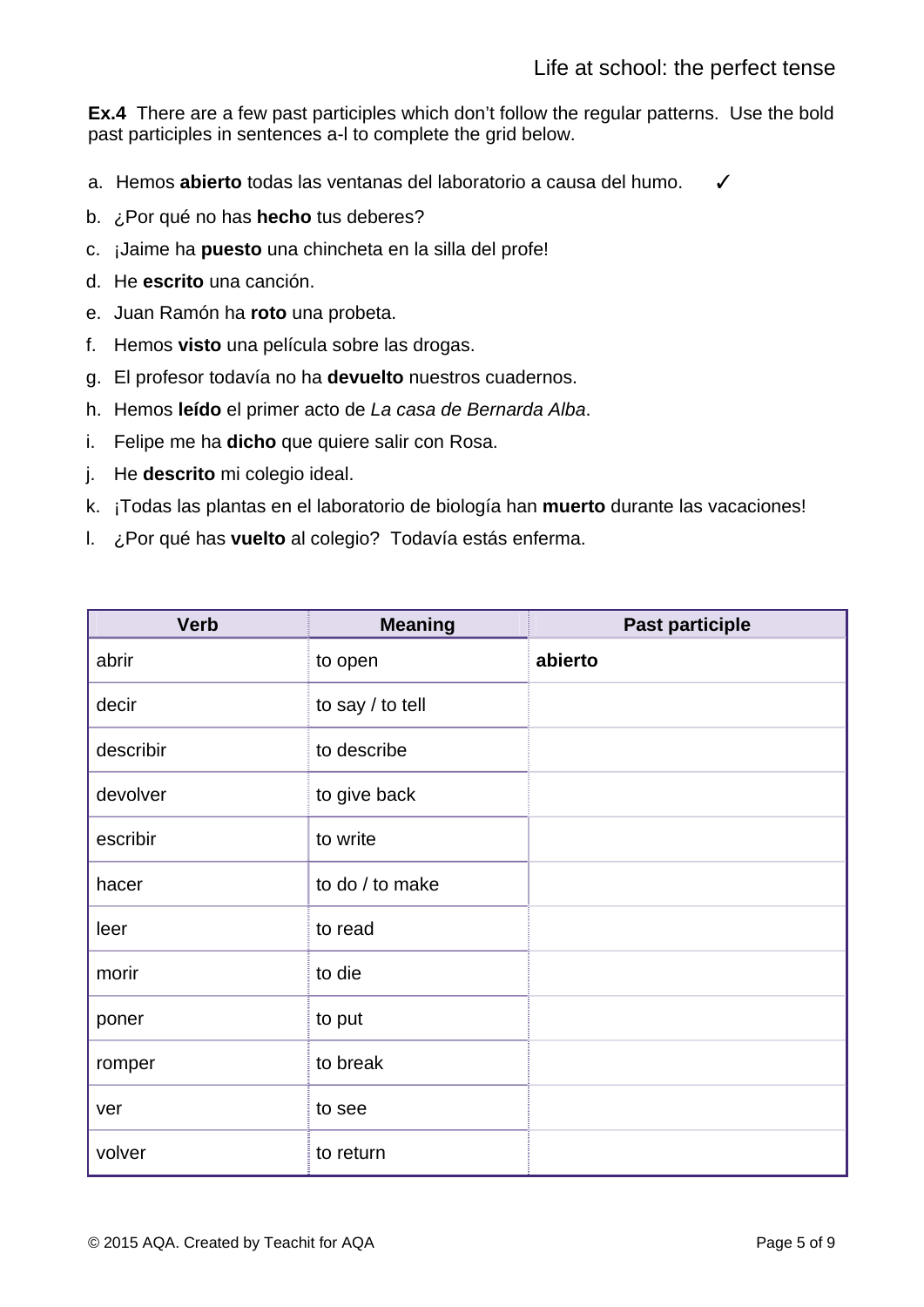**Ex.4** There are a few past participles which don't follow the regular patterns. Use the bold past participles in sentences a-l to complete the grid below.

a. Hemos **abierto** todas las ventanas del laboratorio a causa del humo. ✓
b. ¿Por qué no has **hecho** tus deberes?
c. ¡Jaime ha **puesto** una chincheta en la silla del profe!
d. He **escrito** una canción.
e. Juan Ramón ha **roto** una probeta.
f. Hemos **visto** una película sobre las drogas.
g. El profesor todavía no ha **devuelto** nuestros cuadernos.
h. Hemos **leído** el primer acto de *La casa de Bernarda Alba*.
i. Felipe me ha **dicho** que quiere salir con Rosa.
j. He **descrito** mi colegio ideal.
k. ¡Todas las plantas en el laboratorio de biología han **muerto** durante las vacaciones!
l. ¿Por qué has **vuelto** al colegio? Todavía estás enferma.

| Verb | Meaning | Past participle |
|---|---|---|
| abrir | to open | **abierto** |
| decir | to say / to tell | |
| describir | to describe | |
| devolver | to give back | |
| escribir | to write | |
| hacer | to do / to make | |
| leer | to read | |
| morir | to die | |
| poner | to put | |
| romper | to break | |
| ver | to see | |
| volver | to return | |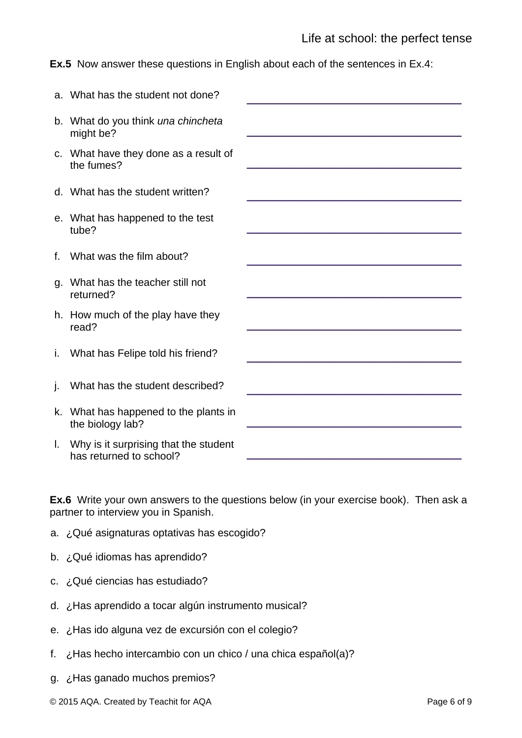**Ex.5** Now answer these questions in English about each of the sentences in Ex.4:

a. What has the student not done? ___________________________________

b. What do you think *una chincheta* might be? ___________________________________

c. What have they done as a result of the fumes? ___________________________________

d. What has the student written? ___________________________________

e. What has happened to the test tube? ___________________________________

f. What was the film about? ___________________________________

g. What has the teacher still not returned? ___________________________________

h. How much of the play have they read? ___________________________________

i. What has Felipe told his friend? ___________________________________

j. What has the student described? ___________________________________

k. What has happened to the plants in the biology lab? ___________________________________

l. Why is it surprising that the student has returned to school? ___________________________________

**Ex.6** Write your own answers to the questions below (in your exercise book). Then ask a partner to interview you in Spanish.

a. ¿Qué asignaturas optativas has escogido?

b. ¿Qué idiomas has aprendido?

c. ¿Qué ciencias has estudiado?

d. ¿Has aprendido a tocar algún instrumento musical?

e. ¿Has ido alguna vez de excursión con el colegio?

f. ¿Has hecho intercambio con un chico / una chica español(a)?

g. ¿Has ganado muchos premios?

© 2015 AQA. Created by Teachit for AQA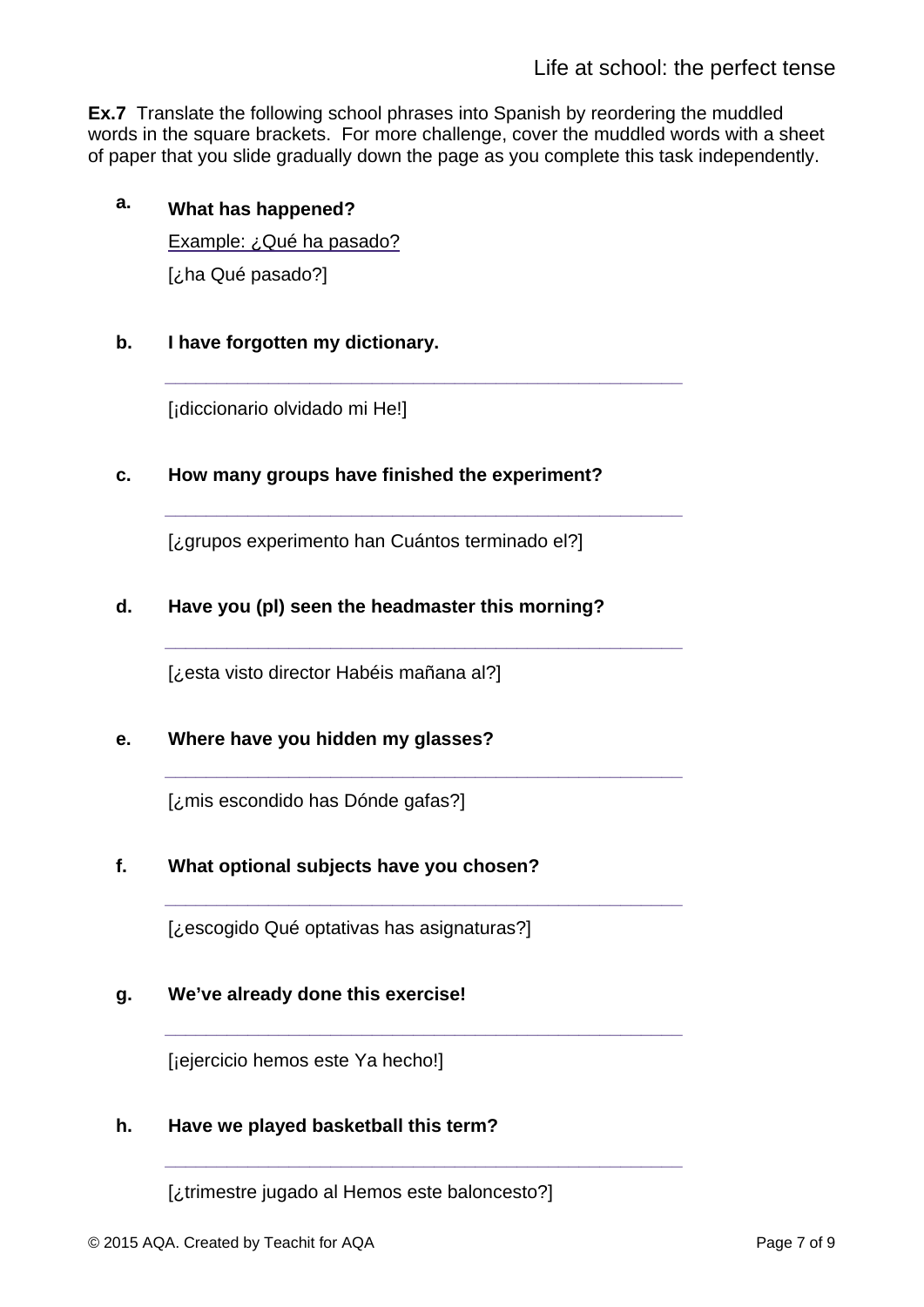**Ex.7** Translate the following school phrases into Spanish by reordering the muddled words in the square brackets. For more challenge, cover the muddled words with a sheet of paper that you slide gradually down the page as you complete this task independently.

**a.** **What has happened?**

Example: ¿Qué ha pasado?

[¿ha Qué pasado?]

**b.** **I have forgotten my dictionary.**

\_\_\_\_\_\_\_\_\_\_\_\_\_\_\_\_\_\_\_\_\_\_\_\_\_\_\_\_\_\_\_\_\_\_\_\_\_\_\_\_\_\_\_\_\_\_\_\_

[¡diccionario olvidado mi He!]

**c.** **How many groups have finished the experiment?**

\_\_\_\_\_\_\_\_\_\_\_\_\_\_\_\_\_\_\_\_\_\_\_\_\_\_\_\_\_\_\_\_\_\_\_\_\_\_\_\_\_\_\_\_\_\_\_\_

[¿grupos experimento han Cuántos terminado el?]

**d.** **Have you (pl) seen the headmaster this morning?**

\_\_\_\_\_\_\_\_\_\_\_\_\_\_\_\_\_\_\_\_\_\_\_\_\_\_\_\_\_\_\_\_\_\_\_\_\_\_\_\_\_\_\_\_\_\_\_\_

[¿esta visto director Habéis mañana al?]

**e.** **Where have you hidden my glasses?**

\_\_\_\_\_\_\_\_\_\_\_\_\_\_\_\_\_\_\_\_\_\_\_\_\_\_\_\_\_\_\_\_\_\_\_\_\_\_\_\_\_\_\_\_\_\_\_\_

[¿mis escondido has Dónde gafas?]

**f.** **What optional subjects have you chosen?**

\_\_\_\_\_\_\_\_\_\_\_\_\_\_\_\_\_\_\_\_\_\_\_\_\_\_\_\_\_\_\_\_\_\_\_\_\_\_\_\_\_\_\_\_\_\_\_\_

[¿escogido Qué optativas has asignaturas?]

**g.** **We've already done this exercise!**

\_\_\_\_\_\_\_\_\_\_\_\_\_\_\_\_\_\_\_\_\_\_\_\_\_\_\_\_\_\_\_\_\_\_\_\_\_\_\_\_\_\_\_\_\_\_\_\_

[¡ejercicio hemos este Ya hecho!]

**h.** **Have we played basketball this term?**

\_\_\_\_\_\_\_\_\_\_\_\_\_\_\_\_\_\_\_\_\_\_\_\_\_\_\_\_\_\_\_\_\_\_\_\_\_\_\_\_\_\_\_\_\_\_\_\_

[¿trimestre jugado al Hemos este baloncesto?]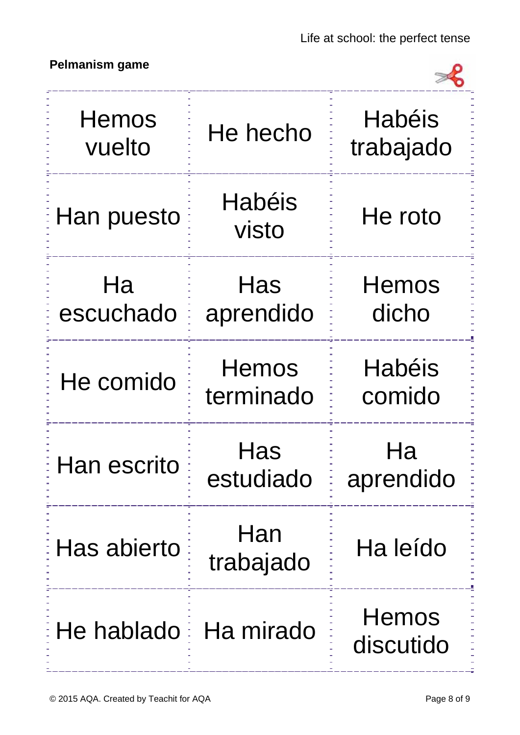**Pelmanism game**

| | | |
|---|---|---|
| Hemos vuelto | He hecho | Habéis trabajado |
| Han puesto | Habéis visto | He roto |
| Ha escuchado | Has aprendido | Hemos dicho |
| He comido | Hemos terminado | Habéis comido |
| Han escrito | Has estudiado | Ha aprendido |
| Has abierto | Han trabajado | Ha leído |
| He hablado | Ha mirado | Hemos discutido |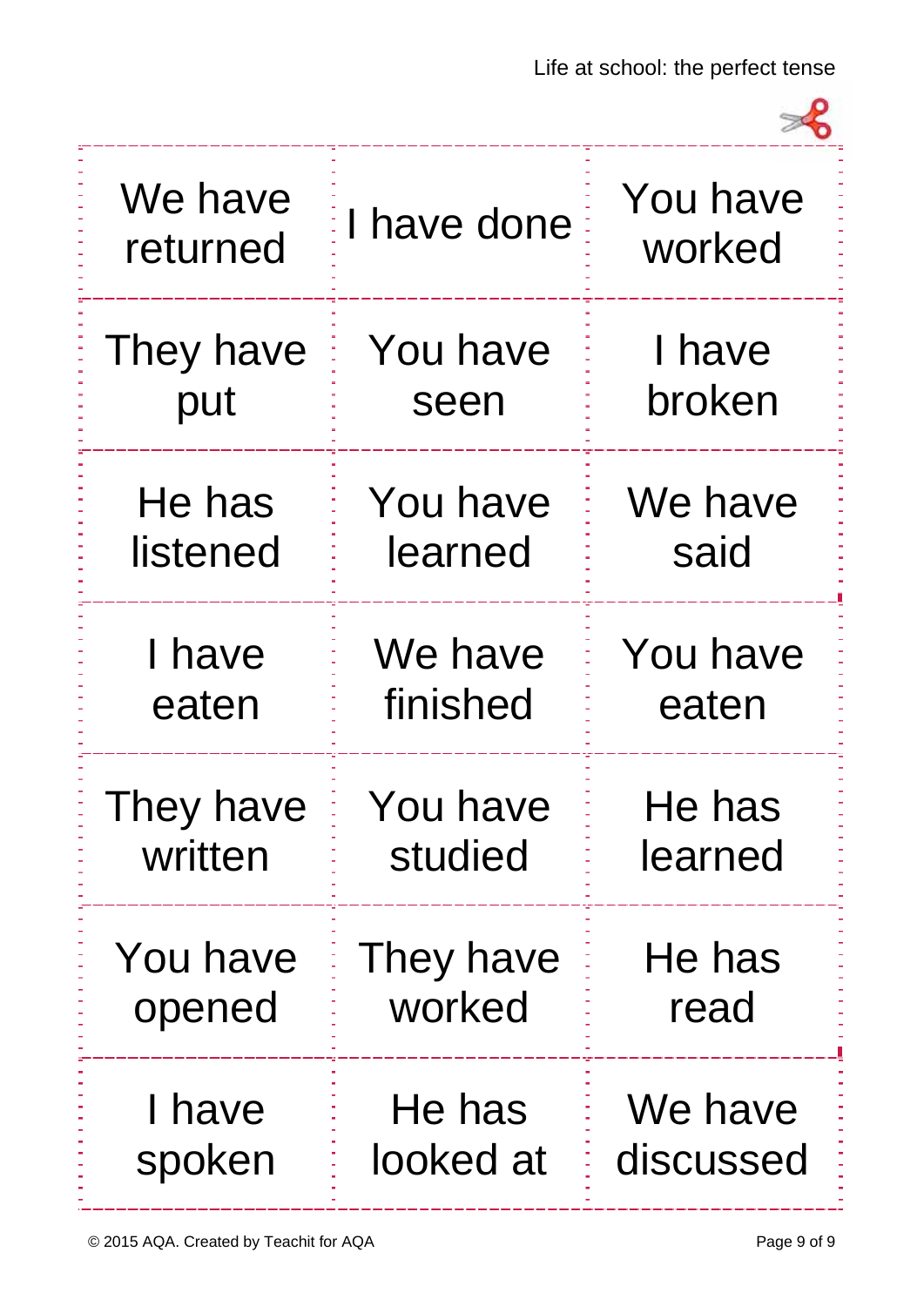| | | |
|---|---|---|
| We have returned | I have done | You have worked |
| They have put | You have seen | I have broken |
| He has listened | You have learned | We have said |
| I have eaten | We have finished | You have eaten |
| They have written | You have studied | He has learned |
| You have opened | They have worked | He has read |
| I have spoken | He has looked at | We have discussed |

© 2015 AQA. Created by Teachit for AQA